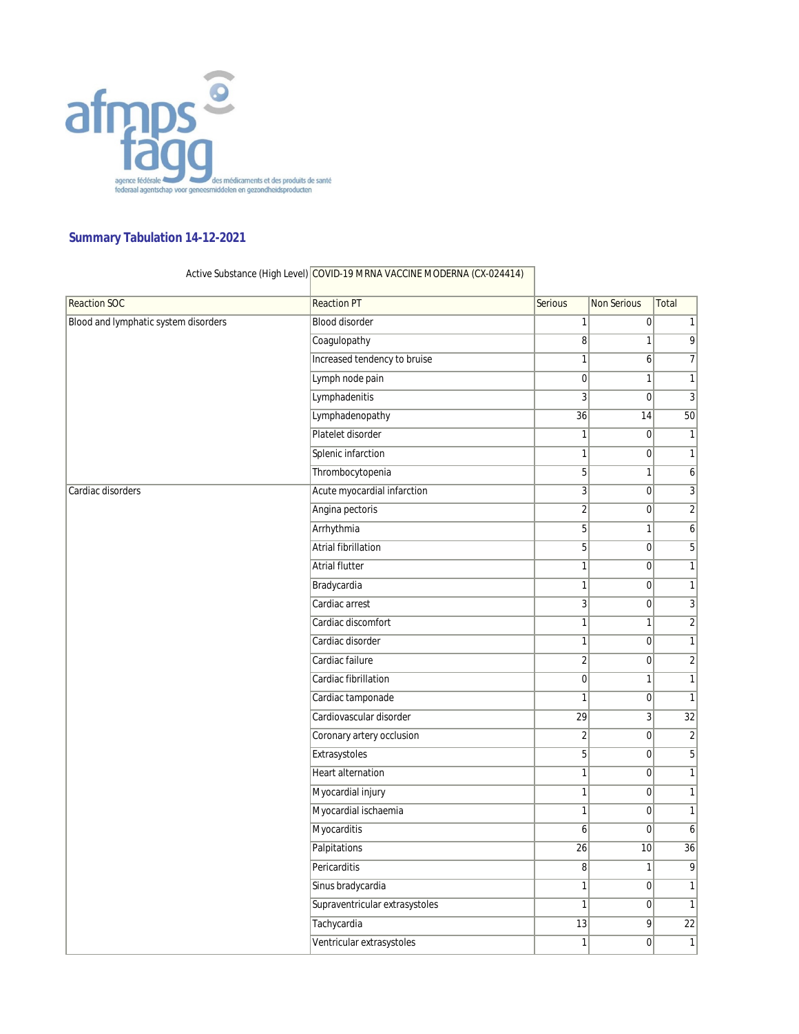afmps fagg

agence fédérale des médicaments et des produits de santé
federaal agentschap voor geneesmiddelen en gezondheidsproducten

## Summary Tabulation 14-12-2021

Active Substance (High Level) COVID-19 MRNA VACCINE MODERNA (CX-024414)

| Reaction SOC | Reaction PT | Serious | Non Serious | Total |
|---|---|---|---|---|
| Blood and lymphatic system disorders | Blood disorder | 1 | 0 | 1 |
| | Coagulopathy | 8 | 1 | 9 |
| | Increased tendency to bruise | 1 | 6 | 7 |
| | Lymph node pain | 0 | 1 | 1 |
| | Lymphadenitis | 3 | 0 | 3 |
| | Lymphadenopathy | 36 | 14 | 50 |
| | Platelet disorder | 1 | 0 | 1 |
| | Splenic infarction | 1 | 0 | 1 |
| | Thrombocytopenia | 5 | 1 | 6 |
| Cardiac disorders | Acute myocardial infarction | 3 | 0 | 3 |
| | Angina pectoris | 2 | 0 | 2 |
| | Arrhythmia | 5 | 1 | 6 |
| | Atrial fibrillation | 5 | 0 | 5 |
| | Atrial flutter | 1 | 0 | 1 |
| | Bradycardia | 1 | 0 | 1 |
| | Cardiac arrest | 3 | 0 | 3 |
| | Cardiac discomfort | 1 | 1 | 2 |
| | Cardiac disorder | 1 | 0 | 1 |
| | Cardiac failure | 2 | 0 | 2 |
| | Cardiac fibrillation | 0 | 1 | 1 |
| | Cardiac tamponade | 1 | 0 | 1 |
| | Cardiovascular disorder | 29 | 3 | 32 |
| | Coronary artery occlusion | 2 | 0 | 2 |
| | Extrasystoles | 5 | 0 | 5 |
| | Heart alternation | 1 | 0 | 1 |
| | Myocardial injury | 1 | 0 | 1 |
| | Myocardial ischaemia | 1 | 0 | 1 |
| | Myocarditis | 6 | 0 | 6 |
| | Palpitations | 26 | 10 | 36 |
| | Pericarditis | 8 | 1 | 9 |
| | Sinus bradycardia | 1 | 0 | 1 |
| | Supraventricular extrasystoles | 1 | 0 | 1 |
| | Tachycardia | 13 | 9 | 22 |
| | Ventricular extrasystoles | 1 | 0 | 1 |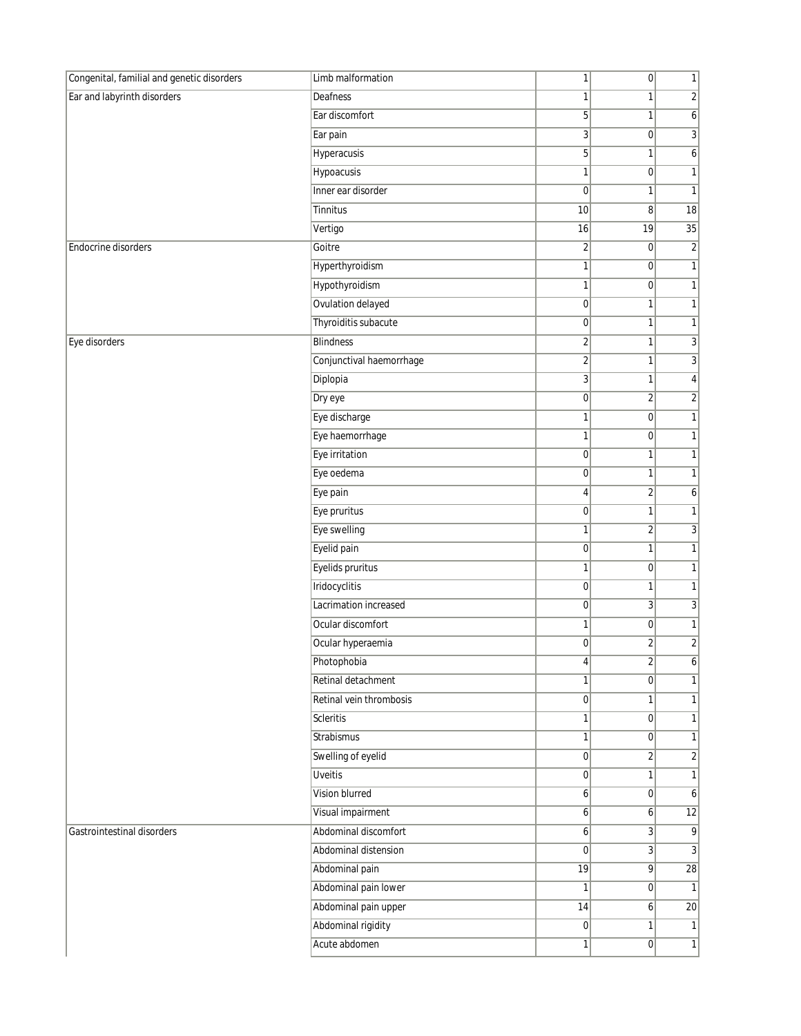| | | | | |
|---|---|---|---|---|
| Congenital, familial and genetic disorders | Limb malformation | 1 | 0 | 1 |
| Ear and labyrinth disorders | Deafness | 1 | 1 | 2 |
| | Ear discomfort | 5 | 1 | 6 |
| | Ear pain | 3 | 0 | 3 |
| | Hyperacusis | 5 | 1 | 6 |
| | Hypoacusis | 1 | 0 | 1 |
| | Inner ear disorder | 0 | 1 | 1 |
| | Tinnitus | 10 | 8 | 18 |
| | Vertigo | 16 | 19 | 35 |
| Endocrine disorders | Goitre | 2 | 0 | 2 |
| | Hyperthyroidism | 1 | 0 | 1 |
| | Hypothyroidism | 1 | 0 | 1 |
| | Ovulation delayed | 0 | 1 | 1 |
| | Thyroiditis subacute | 0 | 1 | 1 |
| Eye disorders | Blindness | 2 | 1 | 3 |
| | Conjunctival haemorrhage | 2 | 1 | 3 |
| | Diplopia | 3 | 1 | 4 |
| | Dry eye | 0 | 2 | 2 |
| | Eye discharge | 1 | 0 | 1 |
| | Eye haemorrhage | 1 | 0 | 1 |
| | Eye irritation | 0 | 1 | 1 |
| | Eye oedema | 0 | 1 | 1 |
| | Eye pain | 4 | 2 | 6 |
| | Eye pruritus | 0 | 1 | 1 |
| | Eye swelling | 1 | 2 | 3 |
| | Eyelid pain | 0 | 1 | 1 |
| | Eyelids pruritus | 1 | 0 | 1 |
| | Iridocyclitis | 0 | 1 | 1 |
| | Lacrimation increased | 0 | 3 | 3 |
| | Ocular discomfort | 1 | 0 | 1 |
| | Ocular hyperaemia | 0 | 2 | 2 |
| | Photophobia | 4 | 2 | 6 |
| | Retinal detachment | 1 | 0 | 1 |
| | Retinal vein thrombosis | 0 | 1 | 1 |
| | Scleritis | 1 | 0 | 1 |
| | Strabismus | 1 | 0 | 1 |
| | Swelling of eyelid | 0 | 2 | 2 |
| | Uveitis | 0 | 1 | 1 |
| | Vision blurred | 6 | 0 | 6 |
| | Visual impairment | 6 | 6 | 12 |
| Gastrointestinal disorders | Abdominal discomfort | 6 | 3 | 9 |
| | Abdominal distension | 0 | 3 | 3 |
| | Abdominal pain | 19 | 9 | 28 |
| | Abdominal pain lower | 1 | 0 | 1 |
| | Abdominal pain upper | 14 | 6 | 20 |
| | Abdominal rigidity | 0 | 1 | 1 |
| | Acute abdomen | 1 | 0 | 1 |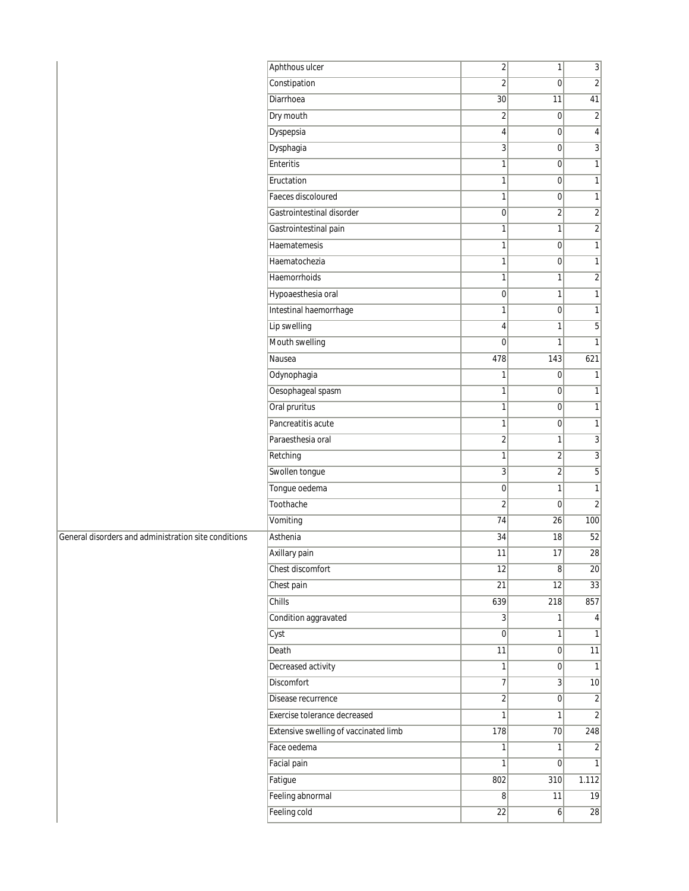| | | | | |
|---|---|---|---|---|
| | Aphthous ulcer | 2 | 1 | 3 |
| | Constipation | 2 | 0 | 2 |
| | Diarrhoea | 30 | 11 | 41 |
| | Dry mouth | 2 | 0 | 2 |
| | Dyspepsia | 4 | 0 | 4 |
| | Dysphagia | 3 | 0 | 3 |
| | Enteritis | 1 | 0 | 1 |
| | Eructation | 1 | 0 | 1 |
| | Faeces discoloured | 1 | 0 | 1 |
| | Gastrointestinal disorder | 0 | 2 | 2 |
| | Gastrointestinal pain | 1 | 1 | 2 |
| | Haematemesis | 1 | 0 | 1 |
| | Haematochezia | 1 | 0 | 1 |
| | Haemorrhoids | 1 | 1 | 2 |
| | Hypoaesthesia oral | 0 | 1 | 1 |
| | Intestinal haemorrhage | 1 | 0 | 1 |
| | Lip swelling | 4 | 1 | 5 |
| | Mouth swelling | 0 | 1 | 1 |
| | Nausea | 478 | 143 | 621 |
| | Odynophagia | 1 | 0 | 1 |
| | Oesophageal spasm | 1 | 0 | 1 |
| | Oral pruritus | 1 | 0 | 1 |
| | Pancreatitis acute | 1 | 0 | 1 |
| | Paraesthesia oral | 2 | 1 | 3 |
| | Retching | 1 | 2 | 3 |
| | Swollen tongue | 3 | 2 | 5 |
| | Tongue oedema | 0 | 1 | 1 |
| | Toothache | 2 | 0 | 2 |
| | Vomiting | 74 | 26 | 100 |
| General disorders and administration site conditions | Asthenia | 34 | 18 | 52 |
| | Axillary pain | 11 | 17 | 28 |
| | Chest discomfort | 12 | 8 | 20 |
| | Chest pain | 21 | 12 | 33 |
| | Chills | 639 | 218 | 857 |
| | Condition aggravated | 3 | 1 | 4 |
| | Cyst | 0 | 1 | 1 |
| | Death | 11 | 0 | 11 |
| | Decreased activity | 1 | 0 | 1 |
| | Discomfort | 7 | 3 | 10 |
| | Disease recurrence | 2 | 0 | 2 |
| | Exercise tolerance decreased | 1 | 1 | 2 |
| | Extensive swelling of vaccinated limb | 178 | 70 | 248 |
| | Face oedema | 1 | 1 | 2 |
| | Facial pain | 1 | 0 | 1 |
| | Fatigue | 802 | 310 | 1.112 |
| | Feeling abnormal | 8 | 11 | 19 |
| | Feeling cold | 22 | 6 | 28 |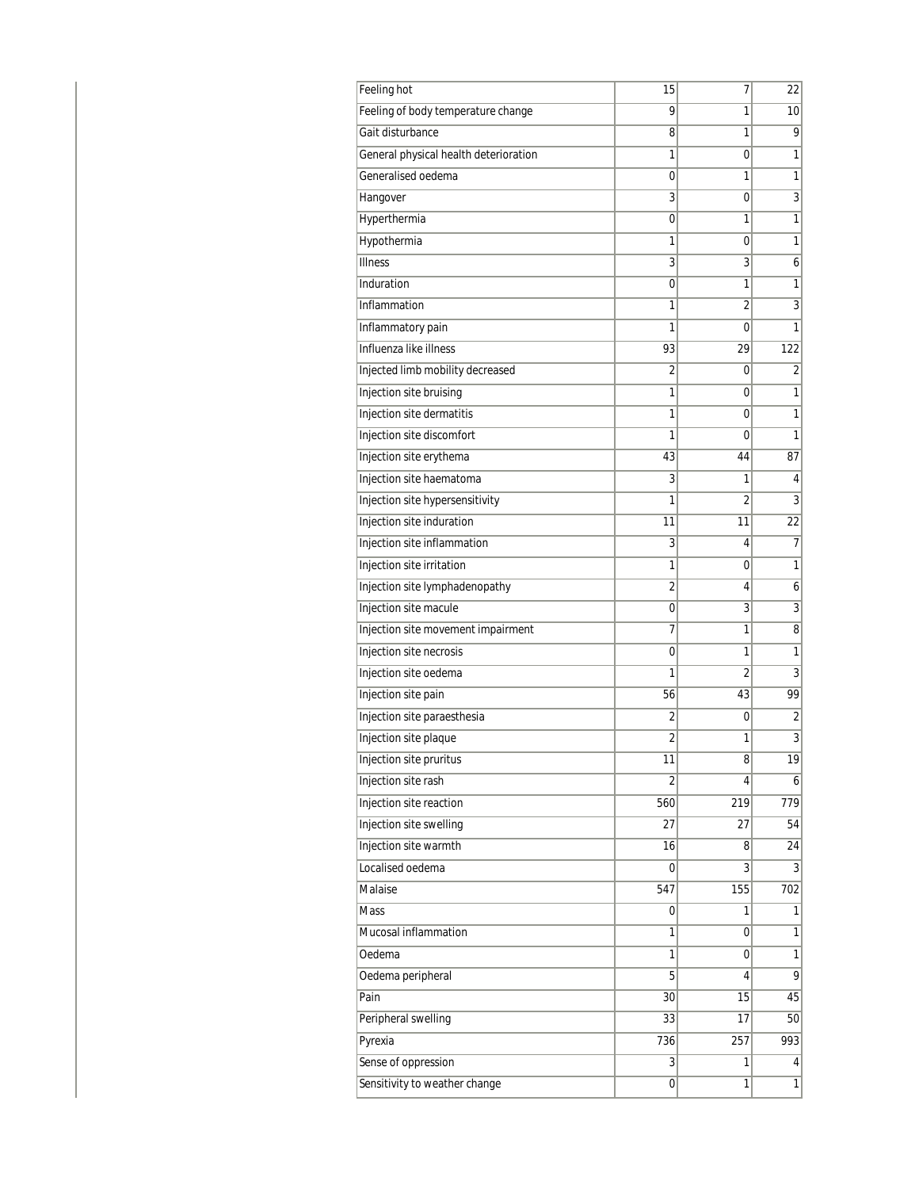| | | | |
|---|---|---|---|
| Feeling hot | 15 | 7 | 22 |
| Feeling of body temperature change | 9 | 1 | 10 |
| Gait disturbance | 8 | 1 | 9 |
| General physical health deterioration | 1 | 0 | 1 |
| Generalised oedema | 0 | 1 | 1 |
| Hangover | 3 | 0 | 3 |
| Hyperthermia | 0 | 1 | 1 |
| Hypothermia | 1 | 0 | 1 |
| Illness | 3 | 3 | 6 |
| Induration | 0 | 1 | 1 |
| Inflammation | 1 | 2 | 3 |
| Inflammatory pain | 1 | 0 | 1 |
| Influenza like illness | 93 | 29 | 122 |
| Injected limb mobility decreased | 2 | 0 | 2 |
| Injection site bruising | 1 | 0 | 1 |
| Injection site dermatitis | 1 | 0 | 1 |
| Injection site discomfort | 1 | 0 | 1 |
| Injection site erythema | 43 | 44 | 87 |
| Injection site haematoma | 3 | 1 | 4 |
| Injection site hypersensitivity | 1 | 2 | 3 |
| Injection site induration | 11 | 11 | 22 |
| Injection site inflammation | 3 | 4 | 7 |
| Injection site irritation | 1 | 0 | 1 |
| Injection site lymphadenopathy | 2 | 4 | 6 |
| Injection site macule | 0 | 3 | 3 |
| Injection site movement impairment | 7 | 1 | 8 |
| Injection site necrosis | 0 | 1 | 1 |
| Injection site oedema | 1 | 2 | 3 |
| Injection site pain | 56 | 43 | 99 |
| Injection site paraesthesia | 2 | 0 | 2 |
| Injection site plaque | 2 | 1 | 3 |
| Injection site pruritus | 11 | 8 | 19 |
| Injection site rash | 2 | 4 | 6 |
| Injection site reaction | 560 | 219 | 779 |
| Injection site swelling | 27 | 27 | 54 |
| Injection site warmth | 16 | 8 | 24 |
| Localised oedema | 0 | 3 | 3 |
| Malaise | 547 | 155 | 702 |
| Mass | 0 | 1 | 1 |
| Mucosal inflammation | 1 | 0 | 1 |
| Oedema | 1 | 0 | 1 |
| Oedema peripheral | 5 | 4 | 9 |
| Pain | 30 | 15 | 45 |
| Peripheral swelling | 33 | 17 | 50 |
| Pyrexia | 736 | 257 | 993 |
| Sense of oppression | 3 | 1 | 4 |
| Sensitivity to weather change | 0 | 1 | 1 |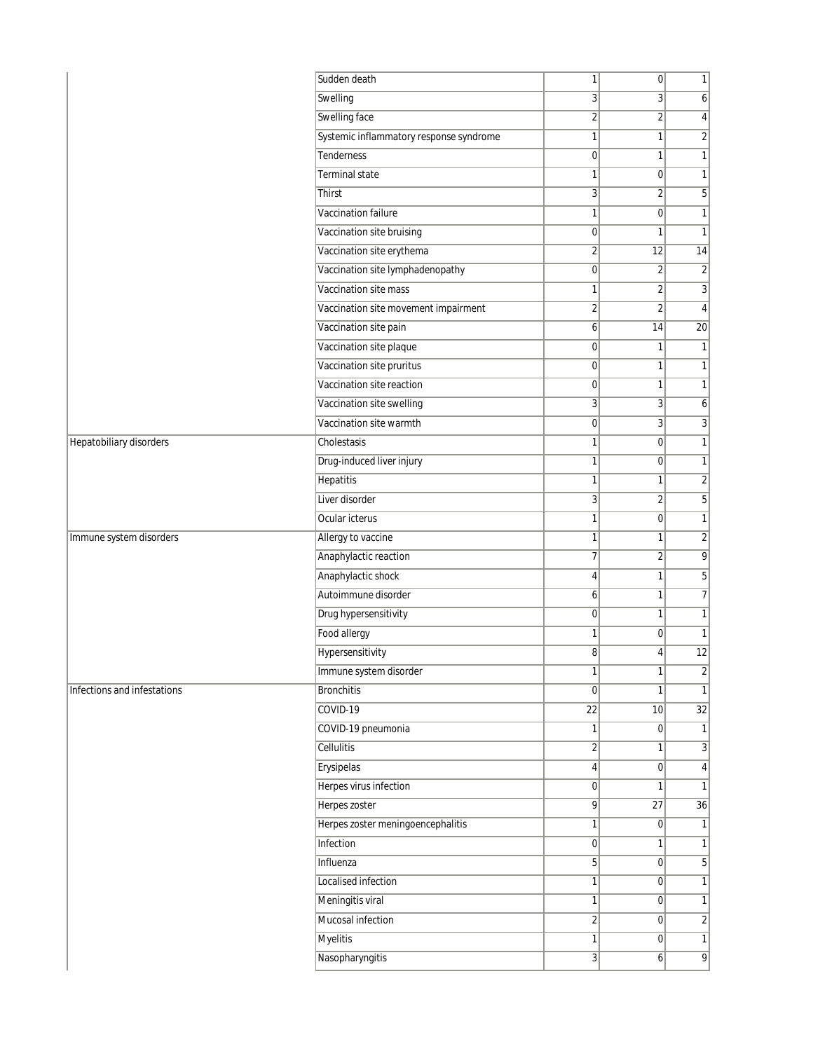| | | | | |
|---|---|---|---|---|
| | Sudden death | 1 | 0 | 1 |
| | Swelling | 3 | 3 | 6 |
| | Swelling face | 2 | 2 | 4 |
| | Systemic inflammatory response syndrome | 1 | 1 | 2 |
| | Tenderness | 0 | 1 | 1 |
| | Terminal state | 1 | 0 | 1 |
| | Thirst | 3 | 2 | 5 |
| | Vaccination failure | 1 | 0 | 1 |
| | Vaccination site bruising | 0 | 1 | 1 |
| | Vaccination site erythema | 2 | 12 | 14 |
| | Vaccination site lymphadenopathy | 0 | 2 | 2 |
| | Vaccination site mass | 1 | 2 | 3 |
| | Vaccination site movement impairment | 2 | 2 | 4 |
| | Vaccination site pain | 6 | 14 | 20 |
| | Vaccination site plaque | 0 | 1 | 1 |
| | Vaccination site pruritus | 0 | 1 | 1 |
| | Vaccination site reaction | 0 | 1 | 1 |
| | Vaccination site swelling | 3 | 3 | 6 |
| | Vaccination site warmth | 0 | 3 | 3 |
| Hepatobiliary disorders | Cholestasis | 1 | 0 | 1 |
| | Drug-induced liver injury | 1 | 0 | 1 |
| | Hepatitis | 1 | 1 | 2 |
| | Liver disorder | 3 | 2 | 5 |
| | Ocular icterus | 1 | 0 | 1 |
| Immune system disorders | Allergy to vaccine | 1 | 1 | 2 |
| | Anaphylactic reaction | 7 | 2 | 9 |
| | Anaphylactic shock | 4 | 1 | 5 |
| | Autoimmune disorder | 6 | 1 | 7 |
| | Drug hypersensitivity | 0 | 1 | 1 |
| | Food allergy | 1 | 0 | 1 |
| | Hypersensitivity | 8 | 4 | 12 |
| | Immune system disorder | 1 | 1 | 2 |
| Infections and infestations | Bronchitis | 0 | 1 | 1 |
| | COVID-19 | 22 | 10 | 32 |
| | COVID-19 pneumonia | 1 | 0 | 1 |
| | Cellulitis | 2 | 1 | 3 |
| | Erysipelas | 4 | 0 | 4 |
| | Herpes virus infection | 0 | 1 | 1 |
| | Herpes zoster | 9 | 27 | 36 |
| | Herpes zoster meningoencephalitis | 1 | 0 | 1 |
| | Infection | 0 | 1 | 1 |
| | Influenza | 5 | 0 | 5 |
| | Localised infection | 1 | 0 | 1 |
| | Meningitis viral | 1 | 0 | 1 |
| | Mucosal infection | 2 | 0 | 2 |
| | Myelitis | 1 | 0 | 1 |
| | Nasopharyngitis | 3 | 6 | 9 |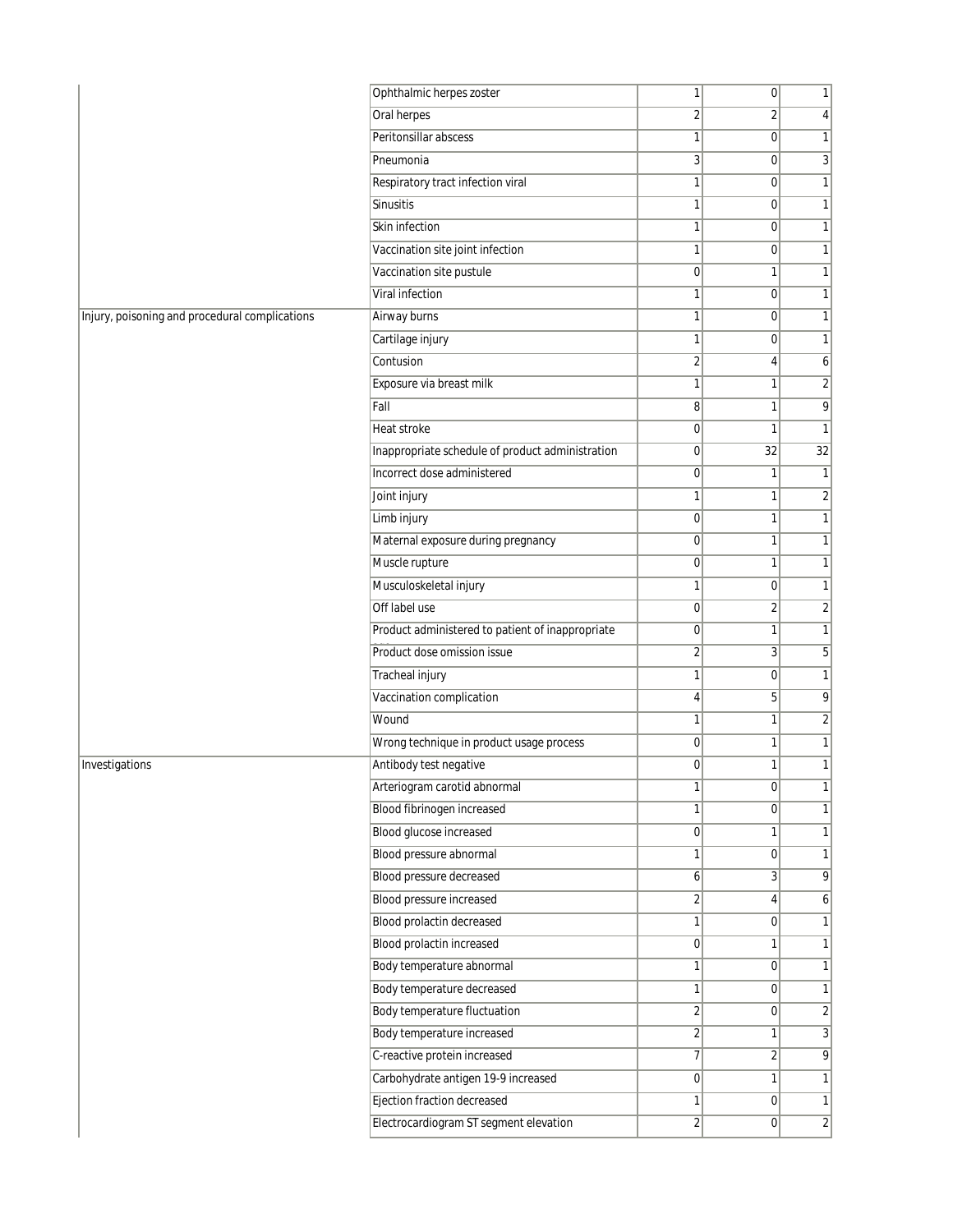| | | | | |
|---|---|---|---|---|
| | Ophthalmic herpes zoster | 1 | 0 | 1 |
| | Oral herpes | 2 | 2 | 4 |
| | Peritonsillar abscess | 1 | 0 | 1 |
| | Pneumonia | 3 | 0 | 3 |
| | Respiratory tract infection viral | 1 | 0 | 1 |
| | Sinusitis | 1 | 0 | 1 |
| | Skin infection | 1 | 0 | 1 |
| | Vaccination site joint infection | 1 | 0 | 1 |
| | Vaccination site pustule | 0 | 1 | 1 |
| | Viral infection | 1 | 0 | 1 |
| Injury, poisoning and procedural complications | Airway burns | 1 | 0 | 1 |
| | Cartilage injury | 1 | 0 | 1 |
| | Contusion | 2 | 4 | 6 |
| | Exposure via breast milk | 1 | 1 | 2 |
| | Fall | 8 | 1 | 9 |
| | Heat stroke | 0 | 1 | 1 |
| | Inappropriate schedule of product administration | 0 | 32 | 32 |
| | Incorrect dose administered | 0 | 1 | 1 |
| | Joint injury | 1 | 1 | 2 |
| | Limb injury | 0 | 1 | 1 |
| | Maternal exposure during pregnancy | 0 | 1 | 1 |
| | Muscle rupture | 0 | 1 | 1 |
| | Musculoskeletal injury | 1 | 0 | 1 |
| | Off label use | 0 | 2 | 2 |
| | Product administered to patient of inappropriate | 0 | 1 | 1 |
| | Product dose omission issue | 2 | 3 | 5 |
| | Tracheal injury | 1 | 0 | 1 |
| | Vaccination complication | 4 | 5 | 9 |
| | Wound | 1 | 1 | 2 |
| | Wrong technique in product usage process | 0 | 1 | 1 |
| Investigations | Antibody test negative | 0 | 1 | 1 |
| | Arteriogram carotid abnormal | 1 | 0 | 1 |
| | Blood fibrinogen increased | 1 | 0 | 1 |
| | Blood glucose increased | 0 | 1 | 1 |
| | Blood pressure abnormal | 1 | 0 | 1 |
| | Blood pressure decreased | 6 | 3 | 9 |
| | Blood pressure increased | 2 | 4 | 6 |
| | Blood prolactin decreased | 1 | 0 | 1 |
| | Blood prolactin increased | 0 | 1 | 1 |
| | Body temperature abnormal | 1 | 0 | 1 |
| | Body temperature decreased | 1 | 0 | 1 |
| | Body temperature fluctuation | 2 | 0 | 2 |
| | Body temperature increased | 2 | 1 | 3 |
| | C-reactive protein increased | 7 | 2 | 9 |
| | Carbohydrate antigen 19-9 increased | 0 | 1 | 1 |
| | Ejection fraction decreased | 1 | 0 | 1 |
| | Electrocardiogram ST segment elevation | 2 | 0 | 2 |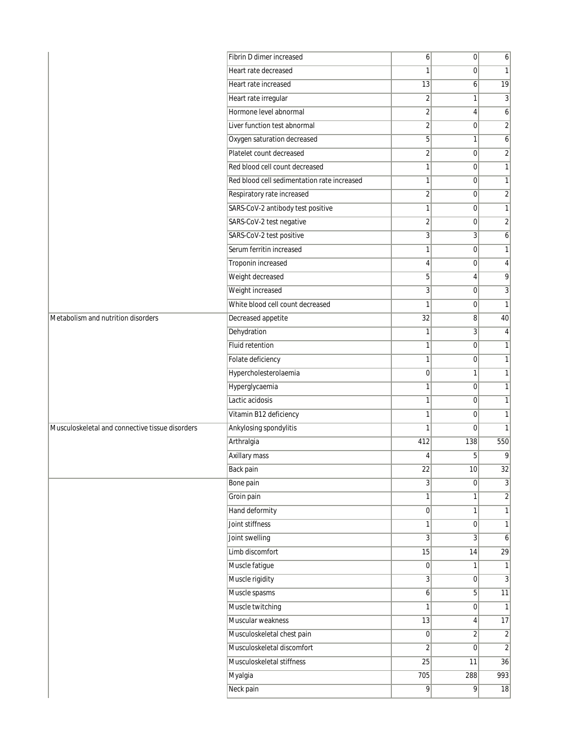| | | | | |
|---|---|---|---|---|
| | Fibrin D dimer increased | 6 | 0 | 6 |
| | Heart rate decreased | 1 | 0 | 1 |
| | Heart rate increased | 13 | 6 | 19 |
| | Heart rate irregular | 2 | 1 | 3 |
| | Hormone level abnormal | 2 | 4 | 6 |
| | Liver function test abnormal | 2 | 0 | 2 |
| | Oxygen saturation decreased | 5 | 1 | 6 |
| | Platelet count decreased | 2 | 0 | 2 |
| | Red blood cell count decreased | 1 | 0 | 1 |
| | Red blood cell sedimentation rate increased | 1 | 0 | 1 |
| | Respiratory rate increased | 2 | 0 | 2 |
| | SARS-CoV-2 antibody test positive | 1 | 0 | 1 |
| | SARS-CoV-2 test negative | 2 | 0 | 2 |
| | SARS-CoV-2 test positive | 3 | 3 | 6 |
| | Serum ferritin increased | 1 | 0 | 1 |
| | Troponin increased | 4 | 0 | 4 |
| | Weight decreased | 5 | 4 | 9 |
| | Weight increased | 3 | 0 | 3 |
| | White blood cell count decreased | 1 | 0 | 1 |
| Metabolism and nutrition disorders | Decreased appetite | 32 | 8 | 40 |
| | Dehydration | 1 | 3 | 4 |
| | Fluid retention | 1 | 0 | 1 |
| | Folate deficiency | 1 | 0 | 1 |
| | Hypercholesterolaemia | 0 | 1 | 1 |
| | Hyperglycaemia | 1 | 0 | 1 |
| | Lactic acidosis | 1 | 0 | 1 |
| | Vitamin B12 deficiency | 1 | 0 | 1 |
| Musculoskeletal and connective tissue disorders | Ankylosing spondylitis | 1 | 0 | 1 |
| | Arthralgia | 412 | 138 | 550 |
| | Axillary mass | 4 | 5 | 9 |
| | Back pain | 22 | 10 | 32 |
| | Bone pain | 3 | 0 | 3 |
| | Groin pain | 1 | 1 | 2 |
| | Hand deformity | 0 | 1 | 1 |
| | Joint stiffness | 1 | 0 | 1 |
| | Joint swelling | 3 | 3 | 6 |
| | Limb discomfort | 15 | 14 | 29 |
| | Muscle fatigue | 0 | 1 | 1 |
| | Muscle rigidity | 3 | 0 | 3 |
| | Muscle spasms | 6 | 5 | 11 |
| | Muscle twitching | 1 | 0 | 1 |
| | Muscular weakness | 13 | 4 | 17 |
| | Musculoskeletal chest pain | 0 | 2 | 2 |
| | Musculoskeletal discomfort | 2 | 0 | 2 |
| | Musculoskeletal stiffness | 25 | 11 | 36 |
| | Myalgia | 705 | 288 | 993 |
| | Neck pain | 9 | 9 | 18 |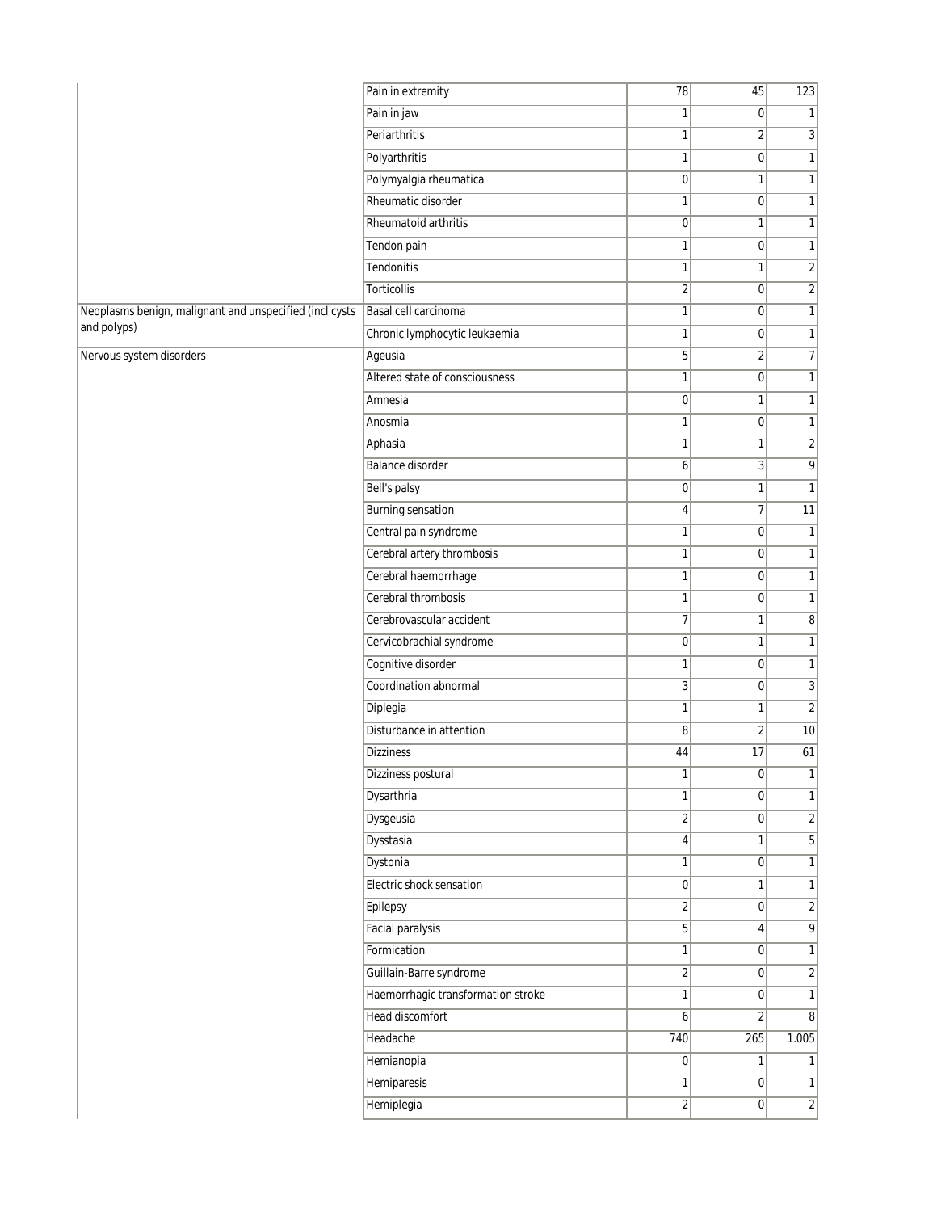| | | | | |
|---|---|---|---|---|
| | Pain in extremity | 78 | 45 | 123 |
| | Pain in jaw | 1 | 0 | 1 |
| | Periarthritis | 1 | 2 | 3 |
| | Polyarthritis | 1 | 0 | 1 |
| | Polymyalgia rheumatica | 0 | 1 | 1 |
| | Rheumatic disorder | 1 | 0 | 1 |
| | Rheumatoid arthritis | 0 | 1 | 1 |
| | Tendon pain | 1 | 0 | 1 |
| | Tendonitis | 1 | 1 | 2 |
| | Torticollis | 2 | 0 | 2 |
| Neoplasms benign, malignant and unspecified (incl cysts and polyps) | Basal cell carcinoma | 1 | 0 | 1 |
| | Chronic lymphocytic leukaemia | 1 | 0 | 1 |
| Nervous system disorders | Ageusia | 5 | 2 | 7 |
| | Altered state of consciousness | 1 | 0 | 1 |
| | Amnesia | 0 | 1 | 1 |
| | Anosmia | 1 | 0 | 1 |
| | Aphasia | 1 | 1 | 2 |
| | Balance disorder | 6 | 3 | 9 |
| | Bell's palsy | 0 | 1 | 1 |
| | Burning sensation | 4 | 7 | 11 |
| | Central pain syndrome | 1 | 0 | 1 |
| | Cerebral artery thrombosis | 1 | 0 | 1 |
| | Cerebral haemorrhage | 1 | 0 | 1 |
| | Cerebral thrombosis | 1 | 0 | 1 |
| | Cerebrovascular accident | 7 | 1 | 8 |
| | Cervicobrachial syndrome | 0 | 1 | 1 |
| | Cognitive disorder | 1 | 0 | 1 |
| | Coordination abnormal | 3 | 0 | 3 |
| | Diplegia | 1 | 1 | 2 |
| | Disturbance in attention | 8 | 2 | 10 |
| | Dizziness | 44 | 17 | 61 |
| | Dizziness postural | 1 | 0 | 1 |
| | Dysarthria | 1 | 0 | 1 |
| | Dysgeusia | 2 | 0 | 2 |
| | Dysstasia | 4 | 1 | 5 |
| | Dystonia | 1 | 0 | 1 |
| | Electric shock sensation | 0 | 1 | 1 |
| | Epilepsy | 2 | 0 | 2 |
| | Facial paralysis | 5 | 4 | 9 |
| | Formication | 1 | 0 | 1 |
| | Guillain-Barre syndrome | 2 | 0 | 2 |
| | Haemorrhagic transformation stroke | 1 | 0 | 1 |
| | Head discomfort | 6 | 2 | 8 |
| | Headache | 740 | 265 | 1.005 |
| | Hemianopia | 0 | 1 | 1 |
| | Hemiparesis | 1 | 0 | 1 |
| | Hemiplegia | 2 | 0 | 2 |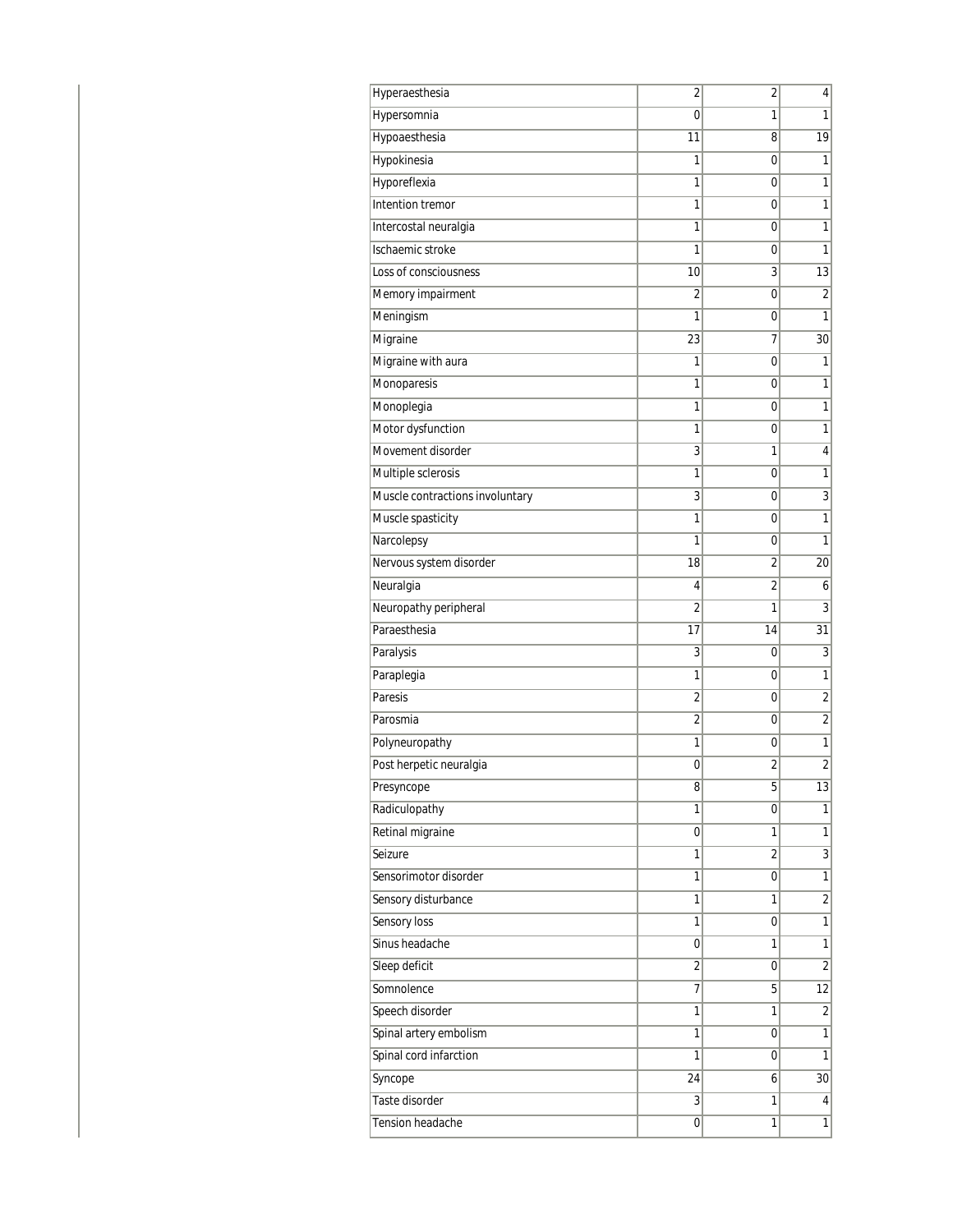| | | | |
|---|---|---|---|
| Hyperaesthesia | 2 | 2 | 4 |
| Hypersomnia | 0 | 1 | 1 |
| Hypoaesthesia | 11 | 8 | 19 |
| Hypokinesia | 1 | 0 | 1 |
| Hyporeflexia | 1 | 0 | 1 |
| Intention tremor | 1 | 0 | 1 |
| Intercostal neuralgia | 1 | 0 | 1 |
| Ischaemic stroke | 1 | 0 | 1 |
| Loss of consciousness | 10 | 3 | 13 |
| Memory impairment | 2 | 0 | 2 |
| Meningism | 1 | 0 | 1 |
| Migraine | 23 | 7 | 30 |
| Migraine with aura | 1 | 0 | 1 |
| Monoparesis | 1 | 0 | 1 |
| Monoplegia | 1 | 0 | 1 |
| Motor dysfunction | 1 | 0 | 1 |
| Movement disorder | 3 | 1 | 4 |
| Multiple sclerosis | 1 | 0 | 1 |
| Muscle contractions involuntary | 3 | 0 | 3 |
| Muscle spasticity | 1 | 0 | 1 |
| Narcolepsy | 1 | 0 | 1 |
| Nervous system disorder | 18 | 2 | 20 |
| Neuralgia | 4 | 2 | 6 |
| Neuropathy peripheral | 2 | 1 | 3 |
| Paraesthesia | 17 | 14 | 31 |
| Paralysis | 3 | 0 | 3 |
| Paraplegia | 1 | 0 | 1 |
| Paresis | 2 | 0 | 2 |
| Parosmia | 2 | 0 | 2 |
| Polyneuropathy | 1 | 0 | 1 |
| Post herpetic neuralgia | 0 | 2 | 2 |
| Presyncope | 8 | 5 | 13 |
| Radiculopathy | 1 | 0 | 1 |
| Retinal migraine | 0 | 1 | 1 |
| Seizure | 1 | 2 | 3 |
| Sensorimotor disorder | 1 | 0 | 1 |
| Sensory disturbance | 1 | 1 | 2 |
| Sensory loss | 1 | 0 | 1 |
| Sinus headache | 0 | 1 | 1 |
| Sleep deficit | 2 | 0 | 2 |
| Somnolence | 7 | 5 | 12 |
| Speech disorder | 1 | 1 | 2 |
| Spinal artery embolism | 1 | 0 | 1 |
| Spinal cord infarction | 1 | 0 | 1 |
| Syncope | 24 | 6 | 30 |
| Taste disorder | 3 | 1 | 4 |
| Tension headache | 0 | 1 | 1 |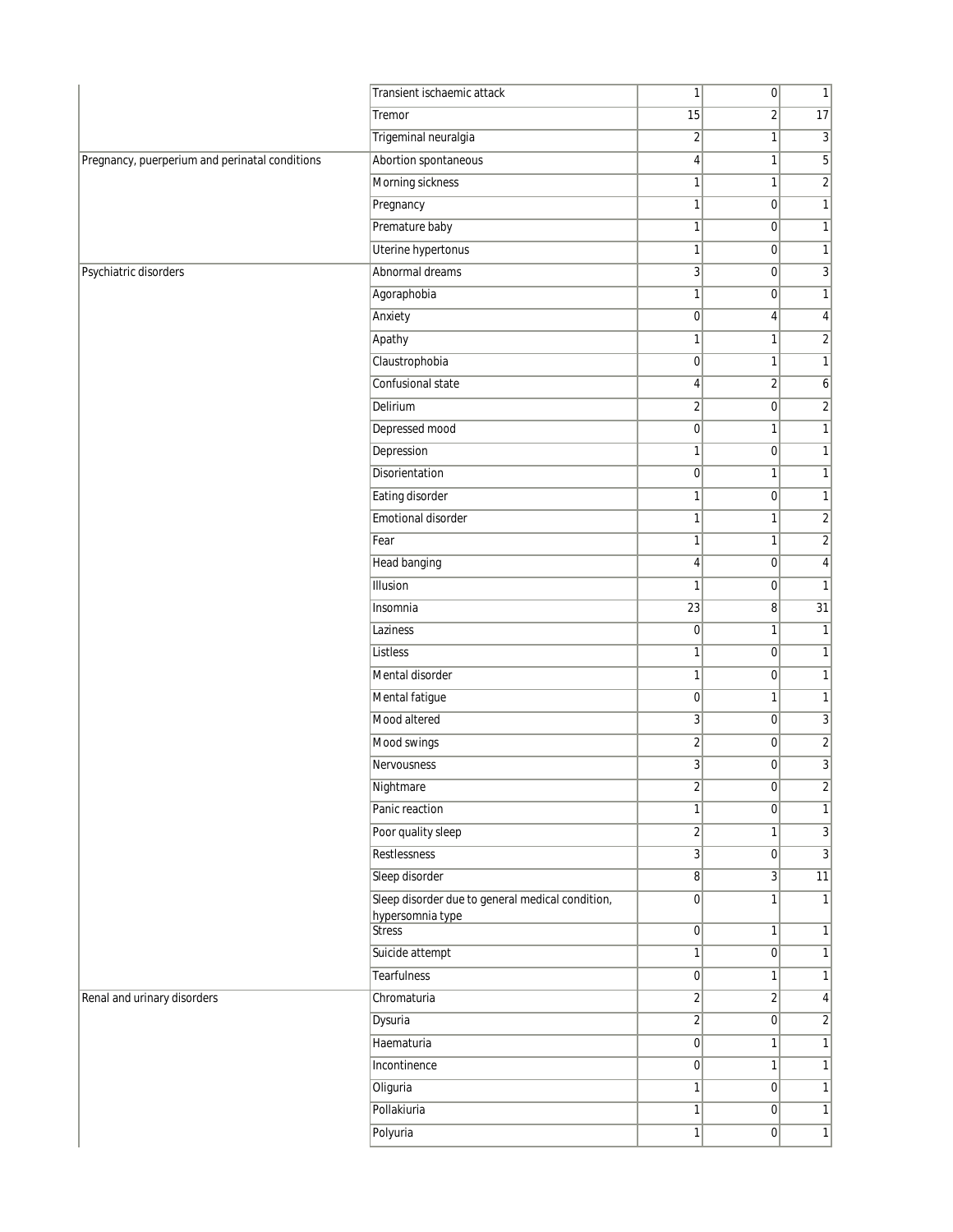| | | | | |
|---|---|---|---|---|
| | Transient ischaemic attack | 1 | 0 | 1 |
| | Tremor | 15 | 2 | 17 |
| | Trigeminal neuralgia | 2 | 1 | 3 |
| Pregnancy, puerperium and perinatal conditions | Abortion spontaneous | 4 | 1 | 5 |
| | Morning sickness | 1 | 1 | 2 |
| | Pregnancy | 1 | 0 | 1 |
| | Premature baby | 1 | 0 | 1 |
| | Uterine hypertonus | 1 | 0 | 1 |
| Psychiatric disorders | Abnormal dreams | 3 | 0 | 3 |
| | Agoraphobia | 1 | 0 | 1 |
| | Anxiety | 0 | 4 | 4 |
| | Apathy | 1 | 1 | 2 |
| | Claustrophobia | 0 | 1 | 1 |
| | Confusional state | 4 | 2 | 6 |
| | Delirium | 2 | 0 | 2 |
| | Depressed mood | 0 | 1 | 1 |
| | Depression | 1 | 0 | 1 |
| | Disorientation | 0 | 1 | 1 |
| | Eating disorder | 1 | 0 | 1 |
| | Emotional disorder | 1 | 1 | 2 |
| | Fear | 1 | 1 | 2 |
| | Head banging | 4 | 0 | 4 |
| | Illusion | 1 | 0 | 1 |
| | Insomnia | 23 | 8 | 31 |
| | Laziness | 0 | 1 | 1 |
| | Listless | 1 | 0 | 1 |
| | Mental disorder | 1 | 0 | 1 |
| | Mental fatigue | 0 | 1 | 1 |
| | Mood altered | 3 | 0 | 3 |
| | Mood swings | 2 | 0 | 2 |
| | Nervousness | 3 | 0 | 3 |
| | Nightmare | 2 | 0 | 2 |
| | Panic reaction | 1 | 0 | 1 |
| | Poor quality sleep | 2 | 1 | 3 |
| | Restlessness | 3 | 0 | 3 |
| | Sleep disorder | 8 | 3 | 11 |
| | Sleep disorder due to general medical condition, hypersomnia type | 0 | 1 | 1 |
| | Stress | 0 | 1 | 1 |
| | Suicide attempt | 1 | 0 | 1 |
| | Tearfulness | 0 | 1 | 1 |
| Renal and urinary disorders | Chromaturia | 2 | 2 | 4 |
| | Dysuria | 2 | 0 | 2 |
| | Haematuria | 0 | 1 | 1 |
| | Incontinence | 0 | 1 | 1 |
| | Oliguria | 1 | 0 | 1 |
| | Pollakiuria | 1 | 0 | 1 |
| | Polyuria | 1 | 0 | 1 |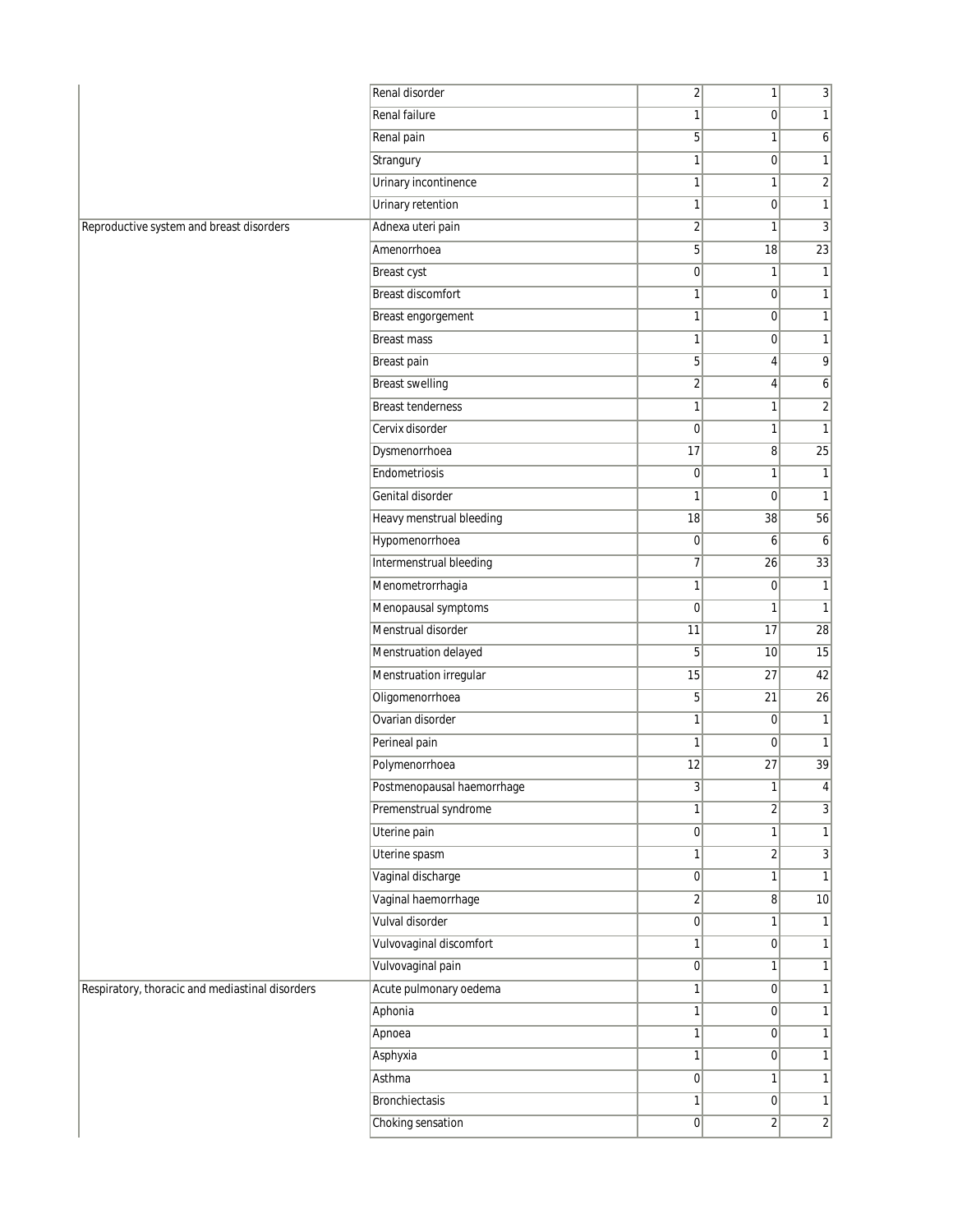| | | | | |
|---|---|---|---|---|
| | Renal disorder | 2 | 1 | 3 |
| | Renal failure | 1 | 0 | 1 |
| | Renal pain | 5 | 1 | 6 |
| | Strangury | 1 | 0 | 1 |
| | Urinary incontinence | 1 | 1 | 2 |
| | Urinary retention | 1 | 0 | 1 |
| Reproductive system and breast disorders | Adnexa uteri pain | 2 | 1 | 3 |
| | Amenorrhoea | 5 | 18 | 23 |
| | Breast cyst | 0 | 1 | 1 |
| | Breast discomfort | 1 | 0 | 1 |
| | Breast engorgement | 1 | 0 | 1 |
| | Breast mass | 1 | 0 | 1 |
| | Breast pain | 5 | 4 | 9 |
| | Breast swelling | 2 | 4 | 6 |
| | Breast tenderness | 1 | 1 | 2 |
| | Cervix disorder | 0 | 1 | 1 |
| | Dysmenorrhoea | 17 | 8 | 25 |
| | Endometriosis | 0 | 1 | 1 |
| | Genital disorder | 1 | 0 | 1 |
| | Heavy menstrual bleeding | 18 | 38 | 56 |
| | Hypomenorrhoea | 0 | 6 | 6 |
| | Intermenstrual bleeding | 7 | 26 | 33 |
| | Menometrorrhagia | 1 | 0 | 1 |
| | Menopausal symptoms | 0 | 1 | 1 |
| | Menstrual disorder | 11 | 17 | 28 |
| | Menstruation delayed | 5 | 10 | 15 |
| | Menstruation irregular | 15 | 27 | 42 |
| | Oligomenorrhoea | 5 | 21 | 26 |
| | Ovarian disorder | 1 | 0 | 1 |
| | Perineal pain | 1 | 0 | 1 |
| | Polymenorrhoea | 12 | 27 | 39 |
| | Postmenopausal haemorrhage | 3 | 1 | 4 |
| | Premenstrual syndrome | 1 | 2 | 3 |
| | Uterine pain | 0 | 1 | 1 |
| | Uterine spasm | 1 | 2 | 3 |
| | Vaginal discharge | 0 | 1 | 1 |
| | Vaginal haemorrhage | 2 | 8 | 10 |
| | Vulval disorder | 0 | 1 | 1 |
| | Vulvovaginal discomfort | 1 | 0 | 1 |
| | Vulvovaginal pain | 0 | 1 | 1 |
| Respiratory, thoracic and mediastinal disorders | Acute pulmonary oedema | 1 | 0 | 1 |
| | Aphonia | 1 | 0 | 1 |
| | Apnoea | 1 | 0 | 1 |
| | Asphyxia | 1 | 0 | 1 |
| | Asthma | 0 | 1 | 1 |
| | Bronchiectasis | 1 | 0 | 1 |
| | Choking sensation | 0 | 2 | 2 |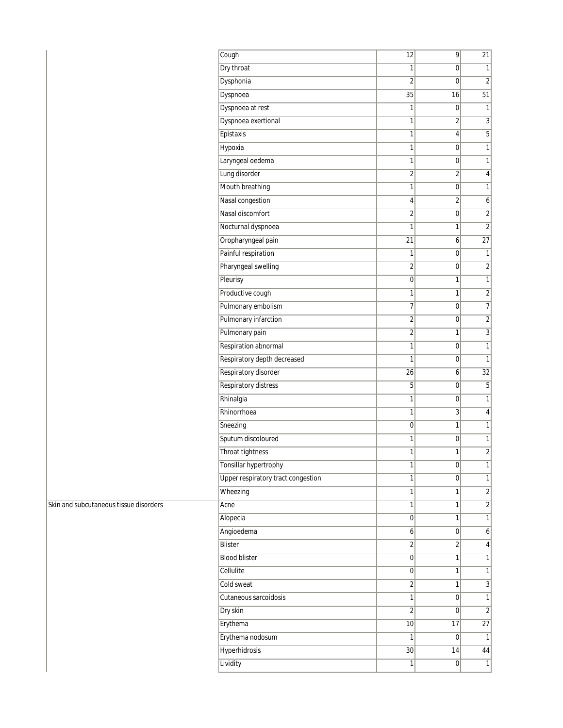| | | | | |
|---|---|---|---|---|
| | Cough | 12 | 9 | 21 |
| | Dry throat | 1 | 0 | 1 |
| | Dysphonia | 2 | 0 | 2 |
| | Dyspnoea | 35 | 16 | 51 |
| | Dyspnoea at rest | 1 | 0 | 1 |
| | Dyspnoea exertional | 1 | 2 | 3 |
| | Epistaxis | 1 | 4 | 5 |
| | Hypoxia | 1 | 0 | 1 |
| | Laryngeal oedema | 1 | 0 | 1 |
| | Lung disorder | 2 | 2 | 4 |
| | Mouth breathing | 1 | 0 | 1 |
| | Nasal congestion | 4 | 2 | 6 |
| | Nasal discomfort | 2 | 0 | 2 |
| | Nocturnal dyspnoea | 1 | 1 | 2 |
| | Oropharyngeal pain | 21 | 6 | 27 |
| | Painful respiration | 1 | 0 | 1 |
| | Pharyngeal swelling | 2 | 0 | 2 |
| | Pleurisy | 0 | 1 | 1 |
| | Productive cough | 1 | 1 | 2 |
| | Pulmonary embolism | 7 | 0 | 7 |
| | Pulmonary infarction | 2 | 0 | 2 |
| | Pulmonary pain | 2 | 1 | 3 |
| | Respiration abnormal | 1 | 0 | 1 |
| | Respiratory depth decreased | 1 | 0 | 1 |
| | Respiratory disorder | 26 | 6 | 32 |
| | Respiratory distress | 5 | 0 | 5 |
| | Rhinalgia | 1 | 0 | 1 |
| | Rhinorrhoea | 1 | 3 | 4 |
| | Sneezing | 0 | 1 | 1 |
| | Sputum discoloured | 1 | 0 | 1 |
| | Throat tightness | 1 | 1 | 2 |
| | Tonsillar hypertrophy | 1 | 0 | 1 |
| | Upper respiratory tract congestion | 1 | 0 | 1 |
| | Wheezing | 1 | 1 | 2 |
| Skin and subcutaneous tissue disorders | Acne | 1 | 1 | 2 |
| | Alopecia | 0 | 1 | 1 |
| | Angioedema | 6 | 0 | 6 |
| | Blister | 2 | 2 | 4 |
| | Blood blister | 0 | 1 | 1 |
| | Cellulite | 0 | 1 | 1 |
| | Cold sweat | 2 | 1 | 3 |
| | Cutaneous sarcoidosis | 1 | 0 | 1 |
| | Dry skin | 2 | 0 | 2 |
| | Erythema | 10 | 17 | 27 |
| | Erythema nodosum | 1 | 0 | 1 |
| | Hyperhidrosis | 30 | 14 | 44 |
| | Lividity | 1 | 0 | 1 |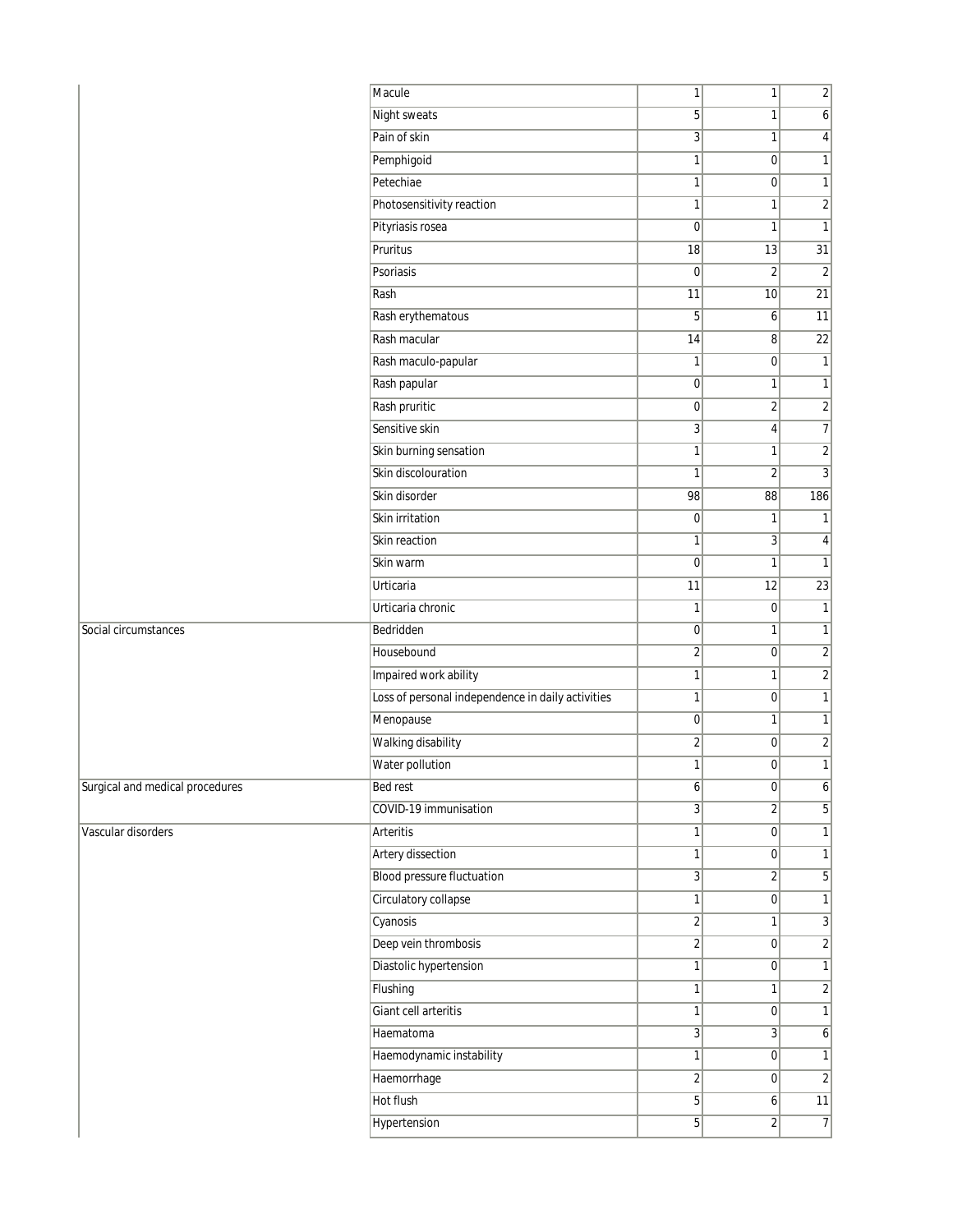| | | | | |
|---|---|---|---|---|
| | Macule | 1 | 1 | 2 |
| | Night sweats | 5 | 1 | 6 |
| | Pain of skin | 3 | 1 | 4 |
| | Pemphigoid | 1 | 0 | 1 |
| | Petechiae | 1 | 0 | 1 |
| | Photosensitivity reaction | 1 | 1 | 2 |
| | Pityriasis rosea | 0 | 1 | 1 |
| | Pruritus | 18 | 13 | 31 |
| | Psoriasis | 0 | 2 | 2 |
| | Rash | 11 | 10 | 21 |
| | Rash erythematous | 5 | 6 | 11 |
| | Rash macular | 14 | 8 | 22 |
| | Rash maculo-papular | 1 | 0 | 1 |
| | Rash papular | 0 | 1 | 1 |
| | Rash pruritic | 0 | 2 | 2 |
| | Sensitive skin | 3 | 4 | 7 |
| | Skin burning sensation | 1 | 1 | 2 |
| | Skin discolouration | 1 | 2 | 3 |
| | Skin disorder | 98 | 88 | 186 |
| | Skin irritation | 0 | 1 | 1 |
| | Skin reaction | 1 | 3 | 4 |
| | Skin warm | 0 | 1 | 1 |
| | Urticaria | 11 | 12 | 23 |
| | Urticaria chronic | 1 | 0 | 1 |
| Social circumstances | Bedridden | 0 | 1 | 1 |
| | Housebound | 2 | 0 | 2 |
| | Impaired work ability | 1 | 1 | 2 |
| | Loss of personal independence in daily activities | 1 | 0 | 1 |
| | Menopause | 0 | 1 | 1 |
| | Walking disability | 2 | 0 | 2 |
| | Water pollution | 1 | 0 | 1 |
| Surgical and medical procedures | Bed rest | 6 | 0 | 6 |
| | COVID-19 immunisation | 3 | 2 | 5 |
| Vascular disorders | Arteritis | 1 | 0 | 1 |
| | Artery dissection | 1 | 0 | 1 |
| | Blood pressure fluctuation | 3 | 2 | 5 |
| | Circulatory collapse | 1 | 0 | 1 |
| | Cyanosis | 2 | 1 | 3 |
| | Deep vein thrombosis | 2 | 0 | 2 |
| | Diastolic hypertension | 1 | 0 | 1 |
| | Flushing | 1 | 1 | 2 |
| | Giant cell arteritis | 1 | 0 | 1 |
| | Haematoma | 3 | 3 | 6 |
| | Haemodynamic instability | 1 | 0 | 1 |
| | Haemorrhage | 2 | 0 | 2 |
| | Hot flush | 5 | 6 | 11 |
| | Hypertension | 5 | 2 | 7 |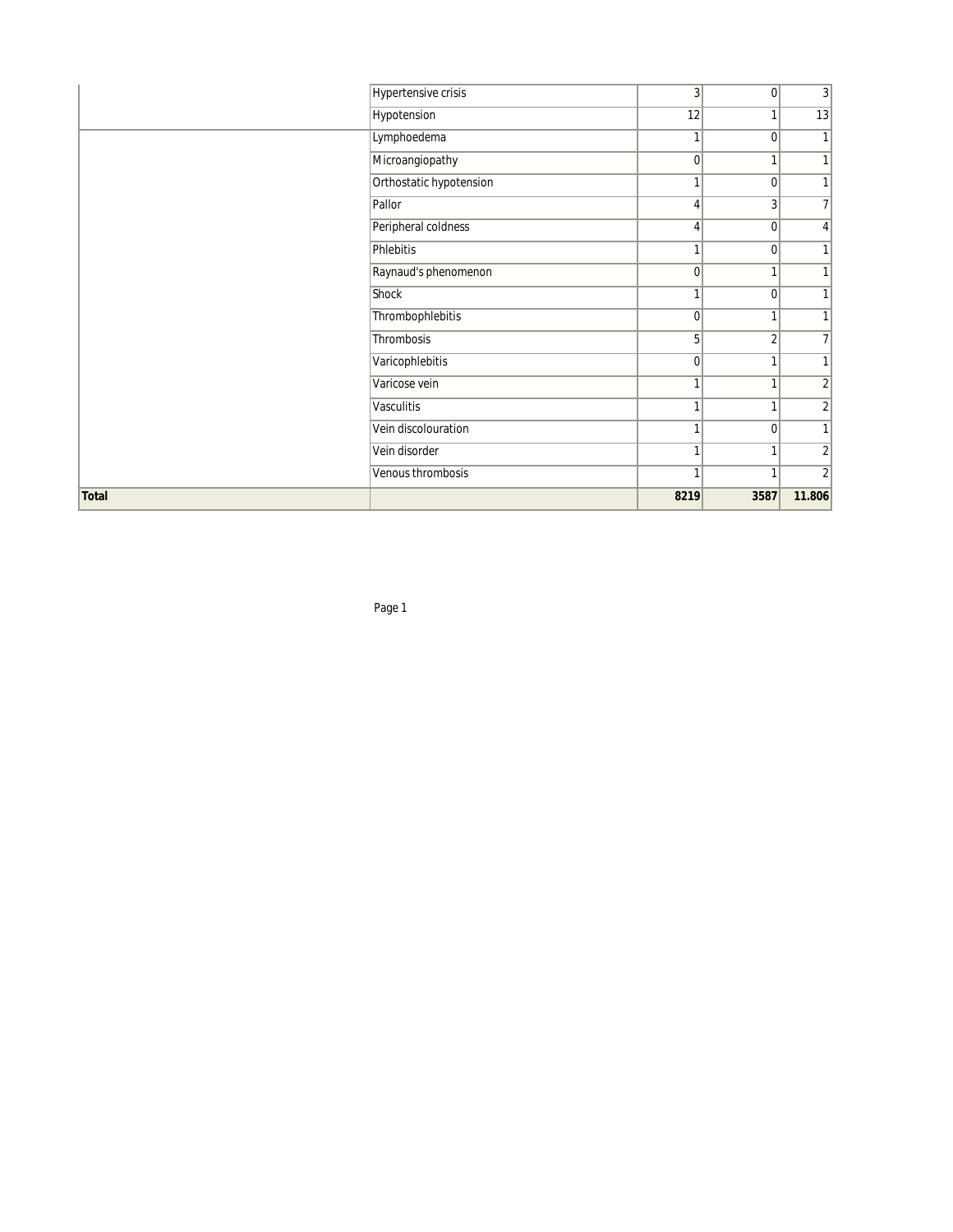| | | | | |
|---|---|---|---|---|
| | Hypertensive crisis | 3 | 0 | 3 |
| | Hypotension | 12 | 1 | 13 |
| | Lymphoedema | 1 | 0 | 1 |
| | Microangiopathy | 0 | 1 | 1 |
| | Orthostatic hypotension | 1 | 0 | 1 |
| | Pallor | 4 | 3 | 7 |
| | Peripheral coldness | 4 | 0 | 4 |
| | Phlebitis | 1 | 0 | 1 |
| | Raynaud's phenomenon | 0 | 1 | 1 |
| | Shock | 1 | 0 | 1 |
| | Thrombophlebitis | 0 | 1 | 1 |
| | Thrombosis | 5 | 2 | 7 |
| | Varicophlebitis | 0 | 1 | 1 |
| | Varicose vein | 1 | 1 | 2 |
| | Vasculitis | 1 | 1 | 2 |
| | Vein discolouration | 1 | 0 | 1 |
| | Vein disorder | 1 | 1 | 2 |
| | Venous thrombosis | 1 | 1 | 2 |
| **Total** | | **8219** | **3587** | **11.806** |